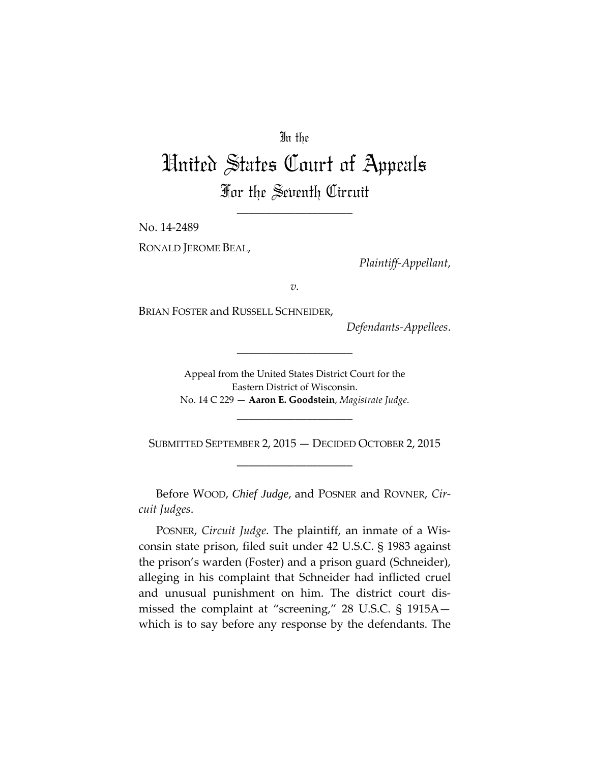In the

# United States Court of Appeals
## For the Seventh Circuit

\_\_\_\_\_\_\_\_\_\_\_\_\_\_\_\_\_\_\_\_

No. 14-2489

RONALD JEROME BEAL,

*Plaintiff-Appellant*,

*v.*

BRIAN FOSTER and RUSSELL SCHNEIDER,

*Defendants-Appellees*.

\_\_\_\_\_\_\_\_\_\_\_\_\_\_\_\_\_\_\_\_

Appeal from the United States District Court for the Eastern District of Wisconsin.
No. 14 C 229 — **Aaron E. Goodstein**, *Magistrate Judge*.

\_\_\_\_\_\_\_\_\_\_\_\_\_\_\_\_\_\_\_\_

SUBMITTED SEPTEMBER 2, 2015 — DECIDED OCTOBER 2, 2015

\_\_\_\_\_\_\_\_\_\_\_\_\_\_\_\_\_\_\_\_

Before WOOD, *Chief Judge*, and POSNER and ROVNER, *Circuit Judges*.

POSNER, *Circuit Judge*. The plaintiff, an inmate of a Wisconsin state prison, filed suit under 42 U.S.C. § 1983 against the prison's warden (Foster) and a prison guard (Schneider), alleging in his complaint that Schneider had inflicted cruel and unusual punishment on him. The district court dismissed the complaint at "screening," 28 U.S.C. § 1915A—which is to say before any response by the defendants. The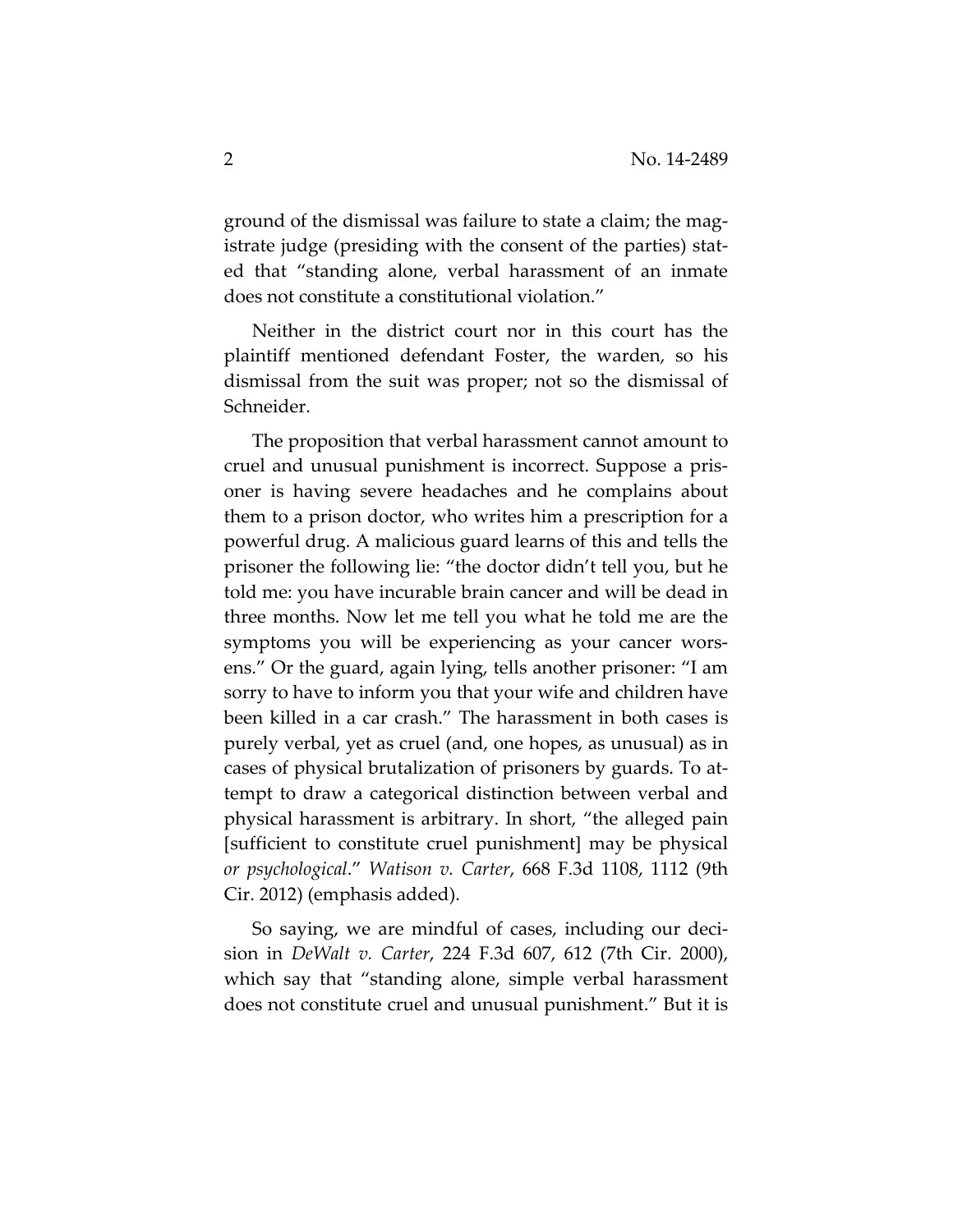ground of the dismissal was failure to state a claim; the magistrate judge (presiding with the consent of the parties) stated that "standing alone, verbal harassment of an inmate does not constitute a constitutional violation."

Neither in the district court nor in this court has the plaintiff mentioned defendant Foster, the warden, so his dismissal from the suit was proper; not so the dismissal of Schneider.

The proposition that verbal harassment cannot amount to cruel and unusual punishment is incorrect. Suppose a prisoner is having severe headaches and he complains about them to a prison doctor, who writes him a prescription for a powerful drug. A malicious guard learns of this and tells the prisoner the following lie: "the doctor didn't tell you, but he told me: you have incurable brain cancer and will be dead in three months. Now let me tell you what he told me are the symptoms you will be experiencing as your cancer worsens." Or the guard, again lying, tells another prisoner: "I am sorry to have to inform you that your wife and children have been killed in a car crash." The harassment in both cases is purely verbal, yet as cruel (and, one hopes, as unusual) as in cases of physical brutalization of prisoners by guards. To attempt to draw a categorical distinction between verbal and physical harassment is arbitrary. In short, "the alleged pain [sufficient to constitute cruel punishment] may be physical *or psychological*." *Watison v. Carter*, 668 F.3d 1108, 1112 (9th Cir. 2012) (emphasis added).

So saying, we are mindful of cases, including our decision in *DeWalt v. Carter*, 224 F.3d 607, 612 (7th Cir. 2000), which say that "standing alone, simple verbal harassment does not constitute cruel and unusual punishment." But it is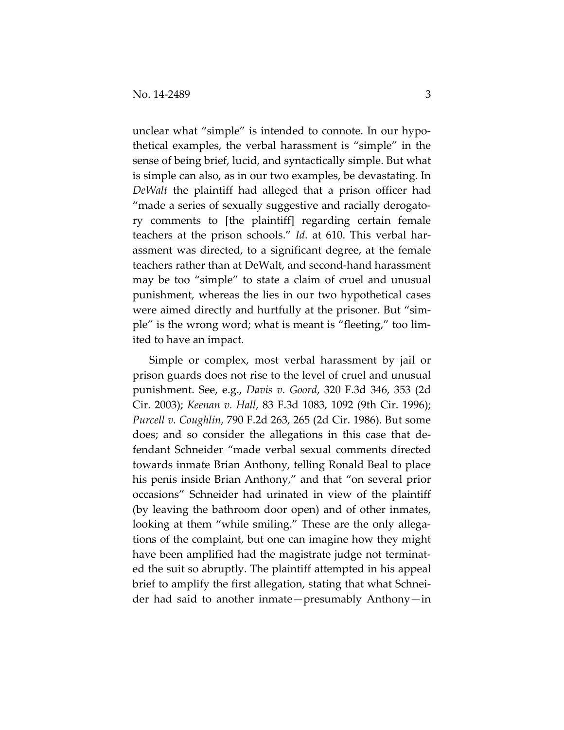unclear what "simple" is intended to connote. In our hypothetical examples, the verbal harassment is "simple" in the sense of being brief, lucid, and syntactically simple. But what is simple can also, as in our two examples, be devastating. In *DeWalt* the plaintiff had alleged that a prison officer had "made a series of sexually suggestive and racially derogatory comments to [the plaintiff] regarding certain female teachers at the prison schools." *Id*. at 610. This verbal harassment was directed, to a significant degree, at the female teachers rather than at DeWalt, and second-hand harassment may be too "simple" to state a claim of cruel and unusual punishment, whereas the lies in our two hypothetical cases were aimed directly and hurtfully at the prisoner. But "simple" is the wrong word; what is meant is "fleeting," too limited to have an impact.

Simple or complex, most verbal harassment by jail or prison guards does not rise to the level of cruel and unusual punishment. See, e.g., *Davis v. Goord*, 320 F.3d 346, 353 (2d Cir. 2003); *Keenan v. Hall*, 83 F.3d 1083, 1092 (9th Cir. 1996); *Purcell v. Coughlin*, 790 F.2d 263, 265 (2d Cir. 1986). But some does; and so consider the allegations in this case that defendant Schneider "made verbal sexual comments directed towards inmate Brian Anthony, telling Ronald Beal to place his penis inside Brian Anthony," and that "on several prior occasions" Schneider had urinated in view of the plaintiff (by leaving the bathroom door open) and of other inmates, looking at them "while smiling." These are the only allegations of the complaint, but one can imagine how they might have been amplified had the magistrate judge not terminated the suit so abruptly. The plaintiff attempted in his appeal brief to amplify the first allegation, stating that what Schneider had said to another inmate—presumably Anthony—in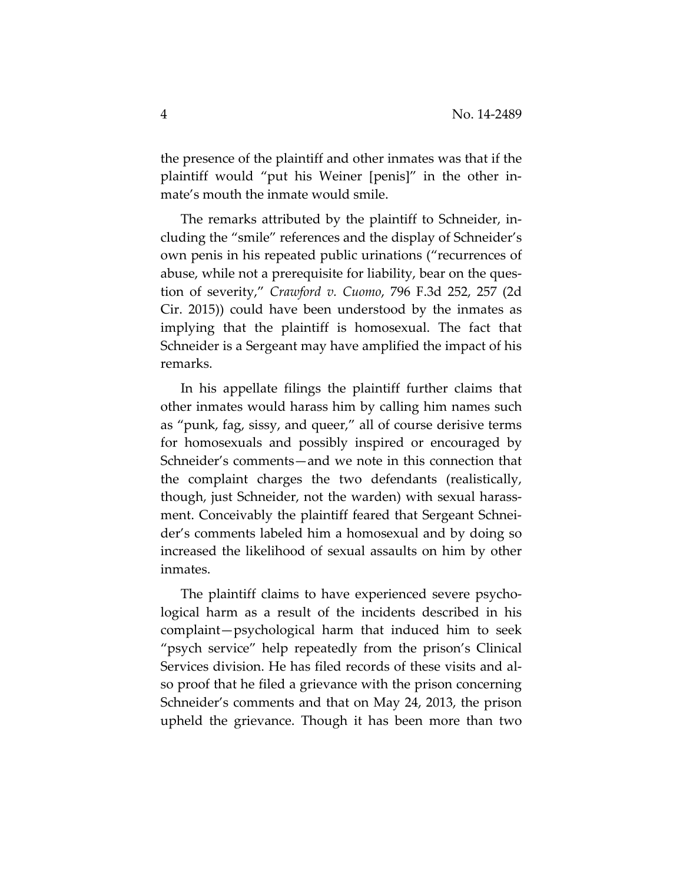the presence of the plaintiff and other inmates was that if the plaintiff would "put his Weiner [penis]" in the other inmate's mouth the inmate would smile.

The remarks attributed by the plaintiff to Schneider, including the "smile" references and the display of Schneider's own penis in his repeated public urinations ("recurrences of abuse, while not a prerequisite for liability, bear on the question of severity," *Crawford v. Cuomo*, 796 F.3d 252, 257 (2d Cir. 2015)) could have been understood by the inmates as implying that the plaintiff is homosexual. The fact that Schneider is a Sergeant may have amplified the impact of his remarks.

In his appellate filings the plaintiff further claims that other inmates would harass him by calling him names such as "punk, fag, sissy, and queer," all of course derisive terms for homosexuals and possibly inspired or encouraged by Schneider's comments—and we note in this connection that the complaint charges the two defendants (realistically, though, just Schneider, not the warden) with sexual harassment. Conceivably the plaintiff feared that Sergeant Schneider's comments labeled him a homosexual and by doing so increased the likelihood of sexual assaults on him by other inmates.

The plaintiff claims to have experienced severe psychological harm as a result of the incidents described in his complaint—psychological harm that induced him to seek "psych service" help repeatedly from the prison's Clinical Services division. He has filed records of these visits and also proof that he filed a grievance with the prison concerning Schneider's comments and that on May 24, 2013, the prison upheld the grievance. Though it has been more than two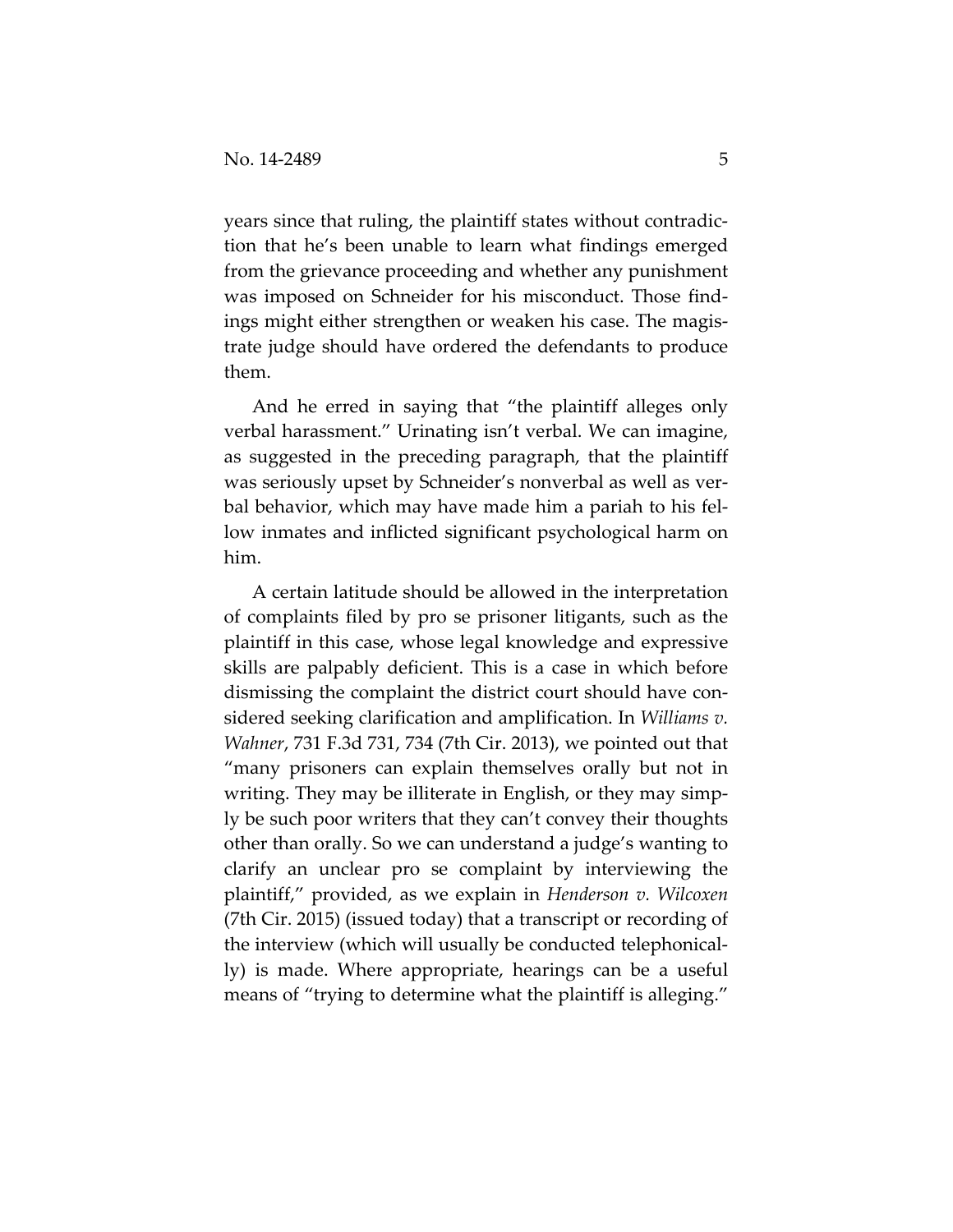years since that ruling, the plaintiff states without contradiction that he's been unable to learn what findings emerged from the grievance proceeding and whether any punishment was imposed on Schneider for his misconduct. Those findings might either strengthen or weaken his case. The magistrate judge should have ordered the defendants to produce them.

And he erred in saying that "the plaintiff alleges only verbal harassment." Urinating isn't verbal. We can imagine, as suggested in the preceding paragraph, that the plaintiff was seriously upset by Schneider's nonverbal as well as verbal behavior, which may have made him a pariah to his fellow inmates and inflicted significant psychological harm on him.

A certain latitude should be allowed in the interpretation of complaints filed by pro se prisoner litigants, such as the plaintiff in this case, whose legal knowledge and expressive skills are palpably deficient. This is a case in which before dismissing the complaint the district court should have considered seeking clarification and amplification. In *Williams v. Wahner*, 731 F.3d 731, 734 (7th Cir. 2013), we pointed out that "many prisoners can explain themselves orally but not in writing. They may be illiterate in English, or they may simply be such poor writers that they can't convey their thoughts other than orally. So we can understand a judge's wanting to clarify an unclear pro se complaint by interviewing the plaintiff," provided, as we explain in *Henderson v. Wilcoxen* (7th Cir. 2015) (issued today) that a transcript or recording of the interview (which will usually be conducted telephonically) is made. Where appropriate, hearings can be a useful means of "trying to determine what the plaintiff is alleging."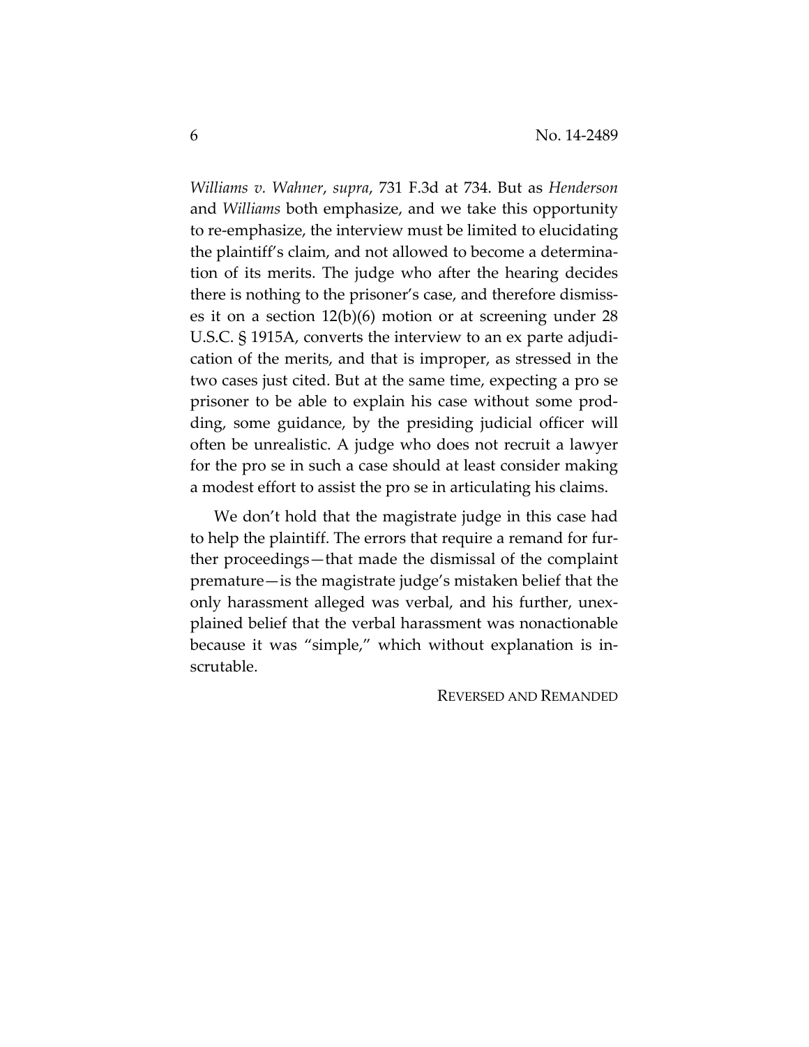*Williams v. Wahner*, *supra*, 731 F.3d at 734. But as *Henderson* and *Williams* both emphasize, and we take this opportunity to re-emphasize, the interview must be limited to elucidating the plaintiff's claim, and not allowed to become a determination of its merits. The judge who after the hearing decides there is nothing to the prisoner's case, and therefore dismisses it on a section 12(b)(6) motion or at screening under 28 U.S.C. § 1915A, converts the interview to an ex parte adjudication of the merits, and that is improper, as stressed in the two cases just cited. But at the same time, expecting a pro se prisoner to be able to explain his case without some prodding, some guidance, by the presiding judicial officer will often be unrealistic. A judge who does not recruit a lawyer for the pro se in such a case should at least consider making a modest effort to assist the pro se in articulating his claims.

We don't hold that the magistrate judge in this case had to help the plaintiff. The errors that require a remand for further proceedings—that made the dismissal of the complaint premature—is the magistrate judge's mistaken belief that the only harassment alleged was verbal, and his further, unexplained belief that the verbal harassment was nonactionable because it was "simple," which without explanation is inscrutable.

REVERSED AND REMANDED